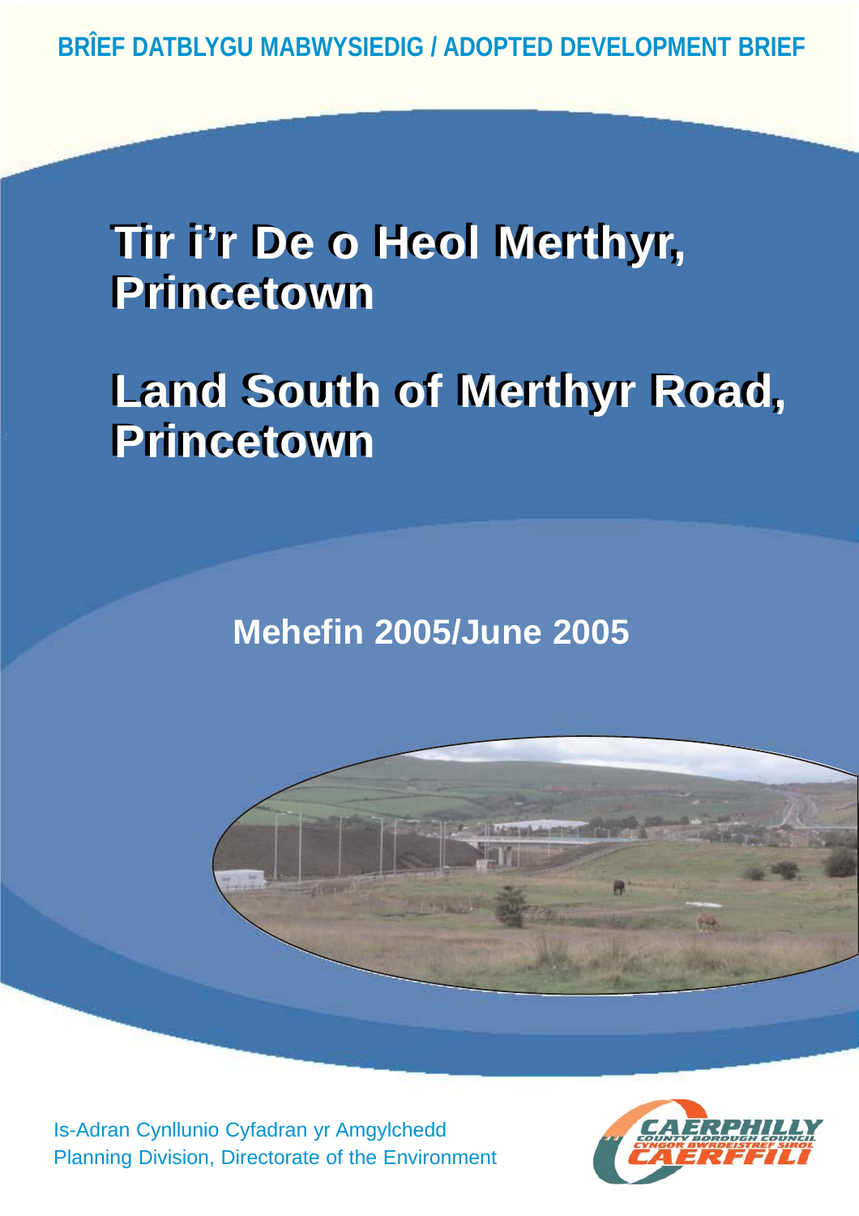BRÎEF DATBLYGU MABWYSIEDIG / ADOPTED DEVELOPMENT BRIEF

# Tir i'r De o Heol Merthyr, Princetown

# Land South of Merthyr Road, Princetown

## Mehefin 2005/June 2005

Is-Adran Cynllunio Cyfadran yr Amgylchedd
Planning Division, Directorate of the Environment

CAERPHILLY COUNTY BOROUGH COUNCIL
CYNGOR BWRDEISTREF SIROL CAERFFILI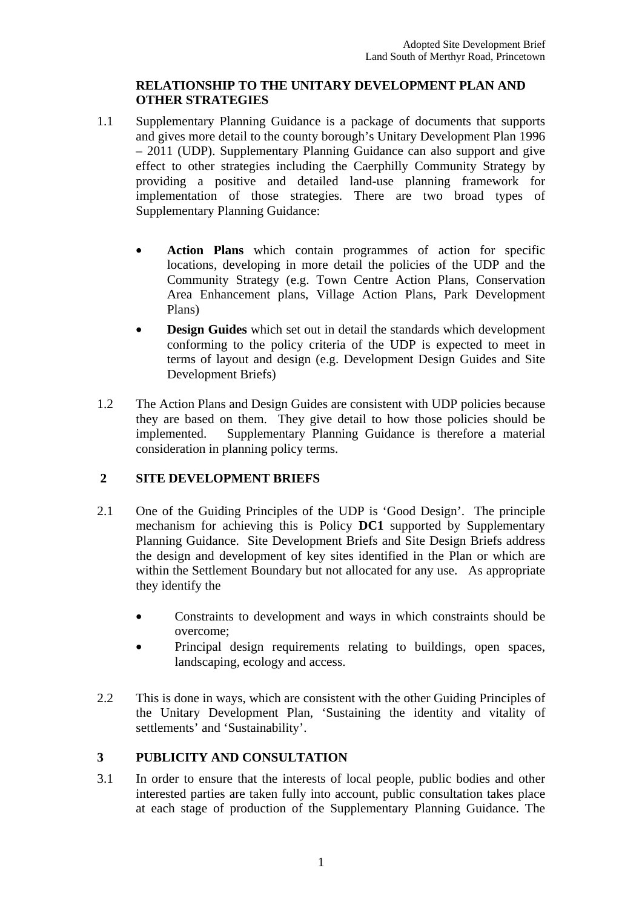## RELATIONSHIP TO THE UNITARY DEVELOPMENT PLAN AND OTHER STRATEGIES

1.1 Supplementary Planning Guidance is a package of documents that supports and gives more detail to the county borough's Unitary Development Plan 1996 – 2011 (UDP). Supplementary Planning Guidance can also support and give effect to other strategies including the Caerphilly Community Strategy by providing a positive and detailed land-use planning framework for implementation of those strategies. There are two broad types of Supplementary Planning Guidance:

- **Action Plans** which contain programmes of action for specific locations, developing in more detail the policies of the UDP and the Community Strategy (e.g. Town Centre Action Plans, Conservation Area Enhancement plans, Village Action Plans, Park Development Plans)
- **Design Guides** which set out in detail the standards which development conforming to the policy criteria of the UDP is expected to meet in terms of layout and design (e.g. Development Design Guides and Site Development Briefs)

1.2 The Action Plans and Design Guides are consistent with UDP policies because they are based on them. They give detail to how those policies should be implemented. Supplementary Planning Guidance is therefore a material consideration in planning policy terms.

## 2 SITE DEVELOPMENT BRIEFS

2.1 One of the Guiding Principles of the UDP is 'Good Design'. The principle mechanism for achieving this is Policy **DC1** supported by Supplementary Planning Guidance. Site Development Briefs and Site Design Briefs address the design and development of key sites identified in the Plan or which are within the Settlement Boundary but not allocated for any use. As appropriate they identify the

- Constraints to development and ways in which constraints should be overcome;
- Principal design requirements relating to buildings, open spaces, landscaping, ecology and access.

2.2 This is done in ways, which are consistent with the other Guiding Principles of the Unitary Development Plan, 'Sustaining the identity and vitality of settlements' and 'Sustainability'.

## 3 PUBLICITY AND CONSULTATION

3.1 In order to ensure that the interests of local people, public bodies and other interested parties are taken fully into account, public consultation takes place at each stage of production of the Supplementary Planning Guidance. The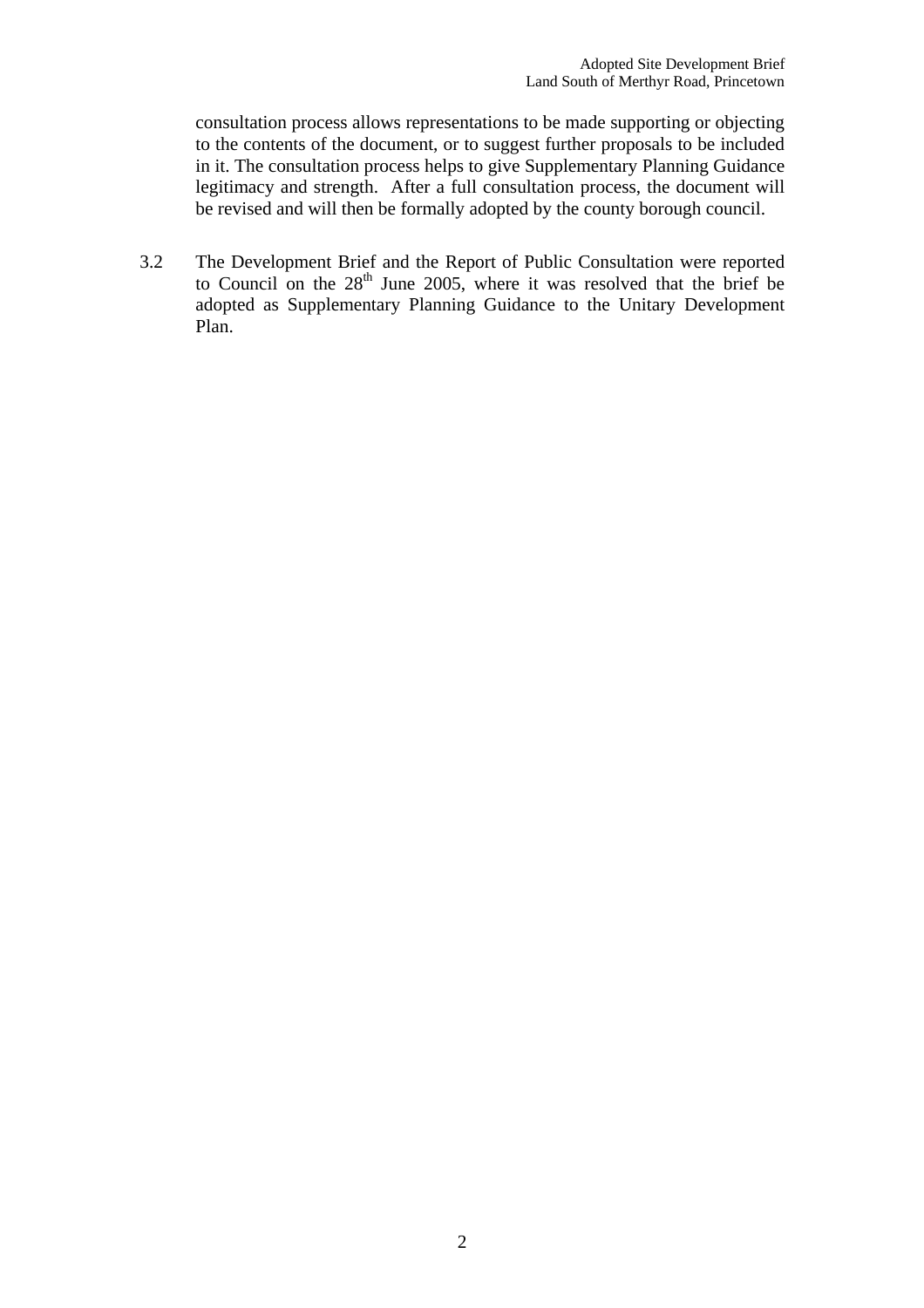consultation process allows representations to be made supporting or objecting to the contents of the document, or to suggest further proposals to be included in it. The consultation process helps to give Supplementary Planning Guidance legitimacy and strength. After a full consultation process, the document will be revised and will then be formally adopted by the county borough council.

3.2 The Development Brief and the Report of Public Consultation were reported to Council on the 28th June 2005, where it was resolved that the brief be adopted as Supplementary Planning Guidance to the Unitary Development Plan.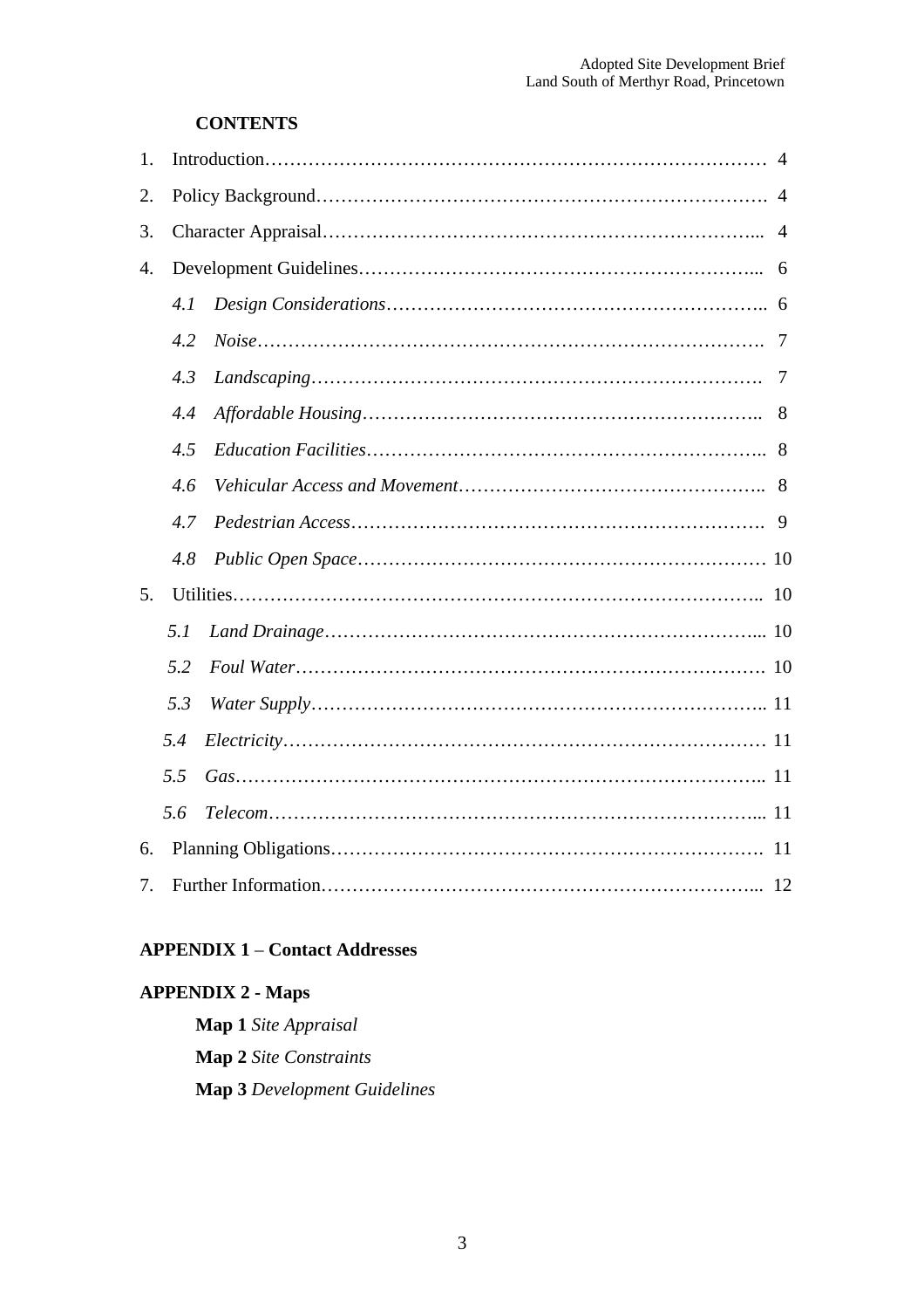## CONTENTS

1. Introduction …… 4
2. Policy Background …… 4
3. Character Appraisal …… 4
4. Development Guidelines …… 6
   - *4.1 Design Considerations* …… 6
   - *4.2 Noise* …… 7
   - *4.3 Landscaping* …… 7
   - *4.4 Affordable Housing* …… 8
   - *4.5 Education Facilities* …… 8
   - *4.6 Vehicular Access and Movement* …… 8
   - *4.7 Pedestrian Access* …… 9
   - *4.8 Public Open Space* …… 10
5. Utilities …… 10
   - *5.1 Land Drainage* …… 10
   - *5.2 Foul Water* …… 10
   - *5.3 Water Supply* …… 11
   - *5.4 Electricity* …… 11
   - *5.5 Gas* …… 11
   - *5.6 Telecom* …… 11
6. Planning Obligations …… 11
7. Further Information …… 12

**APPENDIX 1** – **Contact Addresses**

**APPENDIX 2 - Maps**

**Map 1** *Site Appraisal*

**Map 2** *Site Constraints*

**Map 3** *Development Guidelines*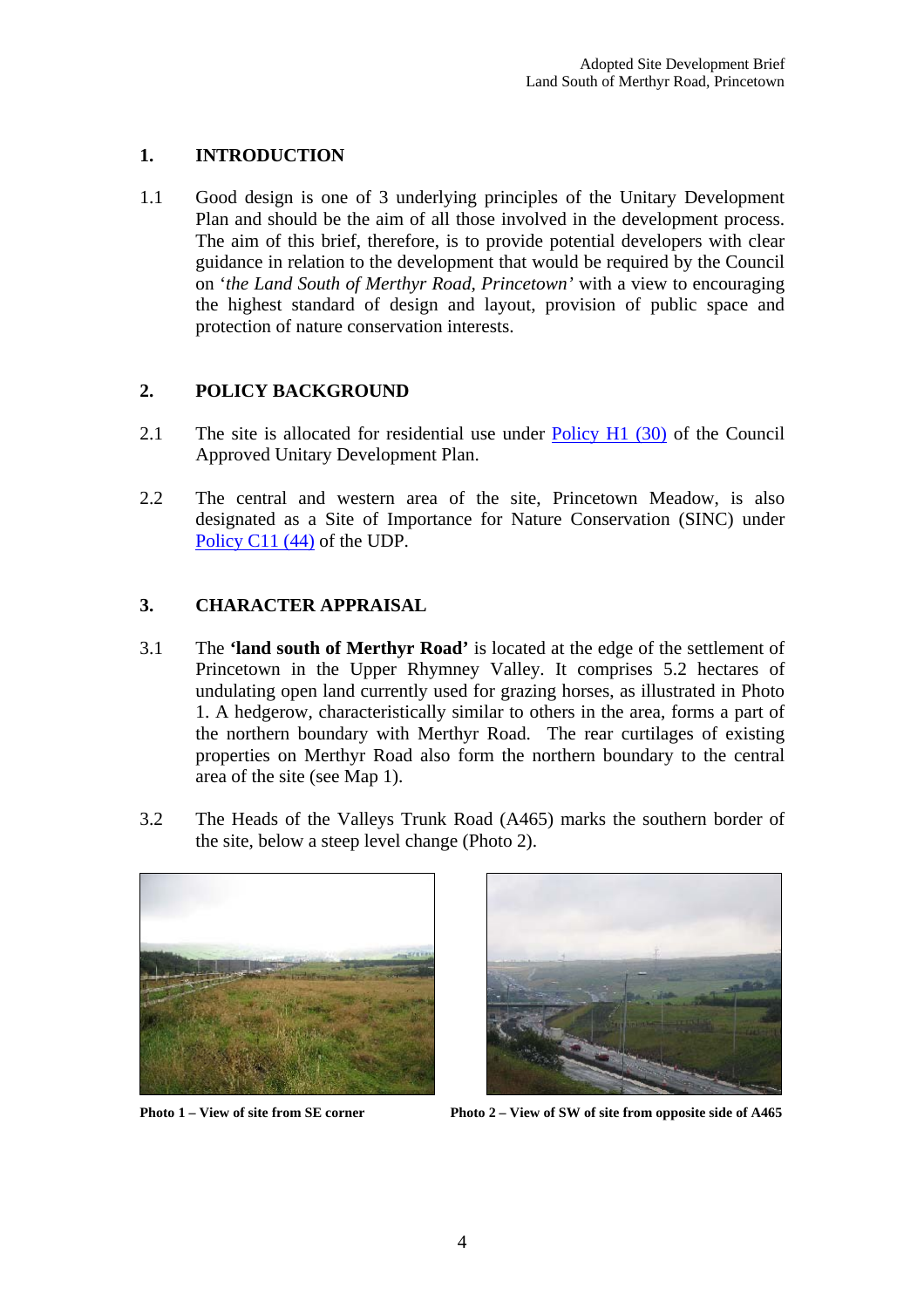## 1. INTRODUCTION

1.1 Good design is one of 3 underlying principles of the Unitary Development Plan and should be the aim of all those involved in the development process. The aim of this brief, therefore, is to provide potential developers with clear guidance in relation to the development that would be required by the Council on '*the Land South of Merthyr Road, Princetown'* with a view to encouraging the highest standard of design and layout, provision of public space and protection of nature conservation interests.

## 2. POLICY BACKGROUND

2.1 The site is allocated for residential use under Policy H1 (30) of the Council Approved Unitary Development Plan.

2.2 The central and western area of the site, Princetown Meadow, is also designated as a Site of Importance for Nature Conservation (SINC) under Policy C11 (44) of the UDP.

## 3. CHARACTER APPRAISAL

3.1 The **'land south of Merthyr Road'** is located at the edge of the settlement of Princetown in the Upper Rhymney Valley. It comprises 5.2 hectares of undulating open land currently used for grazing horses, as illustrated in Photo 1. A hedgerow, characteristically similar to others in the area, forms a part of the northern boundary with Merthyr Road. The rear curtilages of existing properties on Merthyr Road also form the northern boundary to the central area of the site (see Map 1).

3.2 The Heads of the Valleys Trunk Road (A465) marks the southern border of the site, below a steep level change (Photo 2).

**Photo 1 – View of site from SE corner**

**Photo 2 – View of SW of site from opposite side of A465**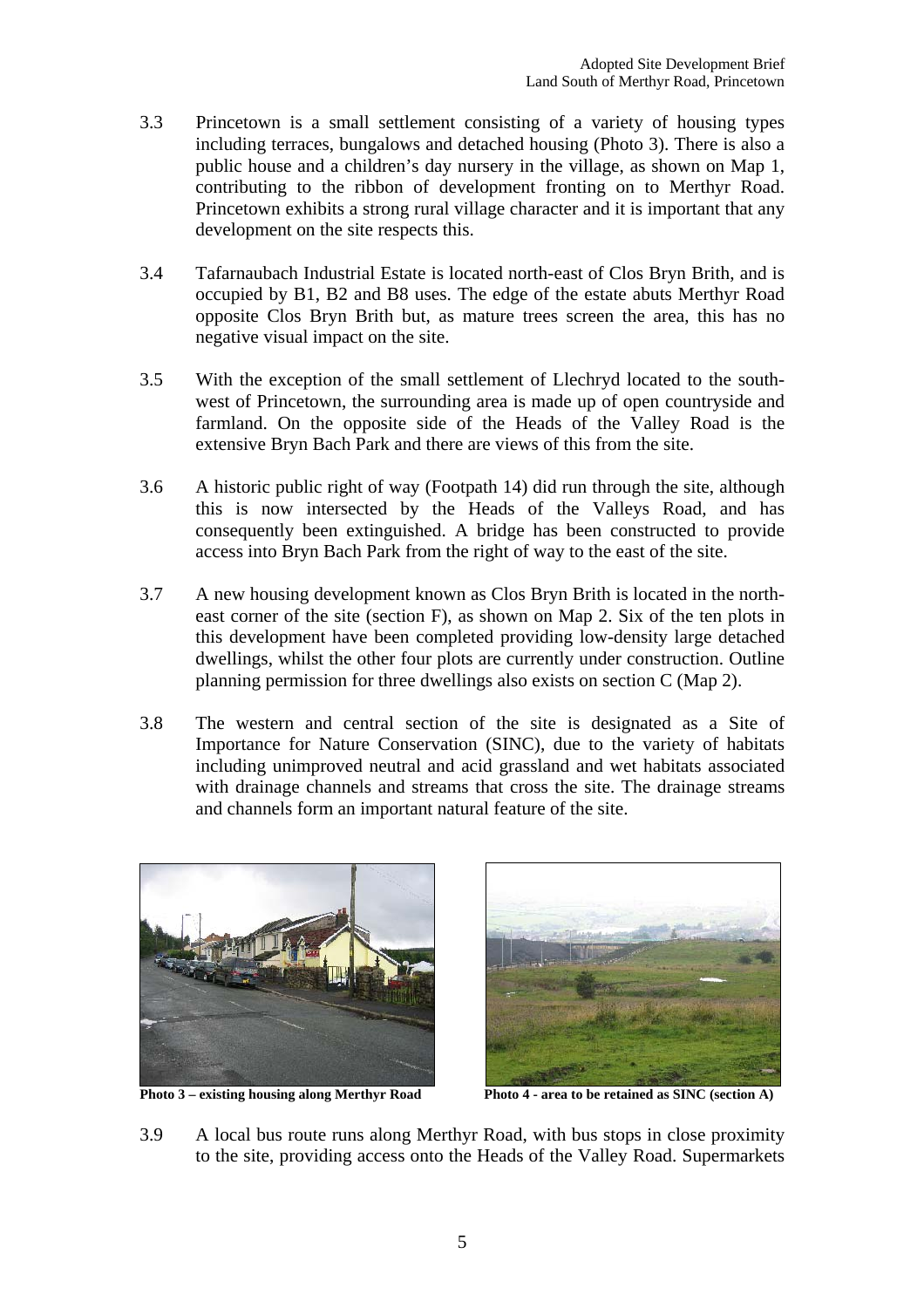3.3 Princetown is a small settlement consisting of a variety of housing types including terraces, bungalows and detached housing (Photo 3). There is also a public house and a children's day nursery in the village, as shown on Map 1, contributing to the ribbon of development fronting on to Merthyr Road. Princetown exhibits a strong rural village character and it is important that any development on the site respects this.

3.4 Tafarnaubach Industrial Estate is located north-east of Clos Bryn Brith, and is occupied by B1, B2 and B8 uses. The edge of the estate abuts Merthyr Road opposite Clos Bryn Brith but, as mature trees screen the area, this has no negative visual impact on the site.

3.5 With the exception of the small settlement of Llechryd located to the south-west of Princetown, the surrounding area is made up of open countryside and farmland. On the opposite side of the Heads of the Valley Road is the extensive Bryn Bach Park and there are views of this from the site.

3.6 A historic public right of way (Footpath 14) did run through the site, although this is now intersected by the Heads of the Valleys Road, and has consequently been extinguished. A bridge has been constructed to provide access into Bryn Bach Park from the right of way to the east of the site.

3.7 A new housing development known as Clos Bryn Brith is located in the north-east corner of the site (section F), as shown on Map 2. Six of the ten plots in this development have been completed providing low-density large detached dwellings, whilst the other four plots are currently under construction. Outline planning permission for three dwellings also exists on section C (Map 2).

3.8 The western and central section of the site is designated as a Site of Importance for Nature Conservation (SINC), due to the variety of habitats including unimproved neutral and acid grassland and wet habitats associated with drainage channels and streams that cross the site. The drainage streams and channels form an important natural feature of the site.

**Photo 3 – existing housing along Merthyr Road**

**Photo 4 - area to be retained as SINC (section A)**

3.9 A local bus route runs along Merthyr Road, with bus stops in close proximity to the site, providing access onto the Heads of the Valley Road. Supermarkets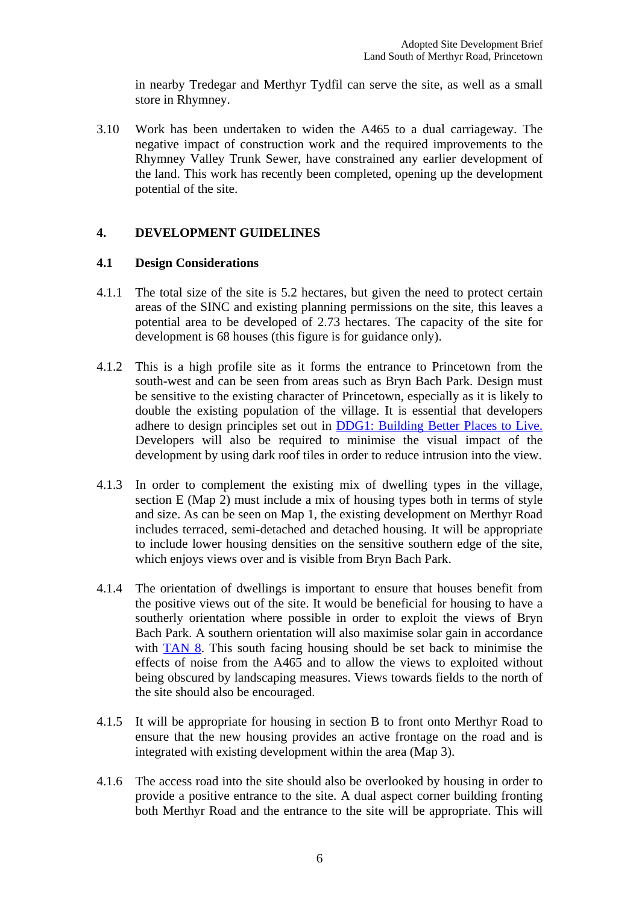in nearby Tredegar and Merthyr Tydfil can serve the site, as well as a small store in Rhymney.

3.10 Work has been undertaken to widen the A465 to a dual carriageway. The negative impact of construction work and the required improvements to the Rhymney Valley Trunk Sewer, have constrained any earlier development of the land. This work has recently been completed, opening up the development potential of the site.

## 4. DEVELOPMENT GUIDELINES

### 4.1 Design Considerations

4.1.1 The total size of the site is 5.2 hectares, but given the need to protect certain areas of the SINC and existing planning permissions on the site, this leaves a potential area to be developed of 2.73 hectares. The capacity of the site for development is 68 houses (this figure is for guidance only).

4.1.2 This is a high profile site as it forms the entrance to Princetown from the south-west and can be seen from areas such as Bryn Bach Park. Design must be sensitive to the existing character of Princetown, especially as it is likely to double the existing population of the village. It is essential that developers adhere to design principles set out in DDG1: Building Better Places to Live. Developers will also be required to minimise the visual impact of the development by using dark roof tiles in order to reduce intrusion into the view.

4.1.3 In order to complement the existing mix of dwelling types in the village, section E (Map 2) must include a mix of housing types both in terms of style and size. As can be seen on Map 1, the existing development on Merthyr Road includes terraced, semi-detached and detached housing. It will be appropriate to include lower housing densities on the sensitive southern edge of the site, which enjoys views over and is visible from Bryn Bach Park.

4.1.4 The orientation of dwellings is important to ensure that houses benefit from the positive views out of the site. It would be beneficial for housing to have a southerly orientation where possible in order to exploit the views of Bryn Bach Park. A southern orientation will also maximise solar gain in accordance with TAN 8. This south facing housing should be set back to minimise the effects of noise from the A465 and to allow the views to exploited without being obscured by landscaping measures. Views towards fields to the north of the site should also be encouraged.

4.1.5 It will be appropriate for housing in section B to front onto Merthyr Road to ensure that the new housing provides an active frontage on the road and is integrated with existing development within the area (Map 3).

4.1.6 The access road into the site should also be overlooked by housing in order to provide a positive entrance to the site. A dual aspect corner building fronting both Merthyr Road and the entrance to the site will be appropriate. This will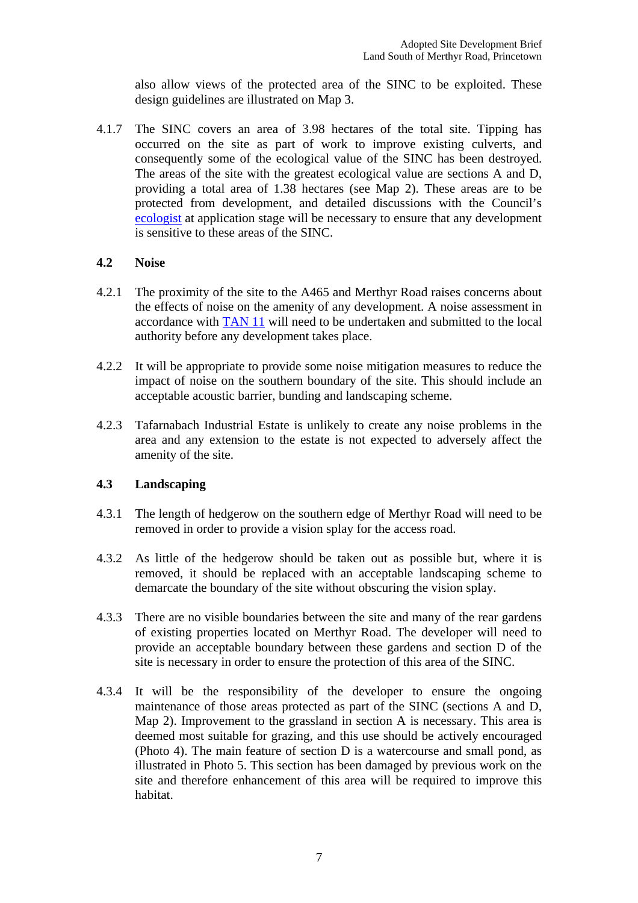also allow views of the protected area of the SINC to be exploited. These design guidelines are illustrated on Map 3.

4.1.7 The SINC covers an area of 3.98 hectares of the total site. Tipping has occurred on the site as part of work to improve existing culverts, and consequently some of the ecological value of the SINC has been destroyed. The areas of the site with the greatest ecological value are sections A and D, providing a total area of 1.38 hectares (see Map 2). These areas are to be protected from development, and detailed discussions with the Council's ecologist at application stage will be necessary to ensure that any development is sensitive to these areas of the SINC.

### 4.2 Noise

4.2.1 The proximity of the site to the A465 and Merthyr Road raises concerns about the effects of noise on the amenity of any development. A noise assessment in accordance with TAN 11 will need to be undertaken and submitted to the local authority before any development takes place.

4.2.2 It will be appropriate to provide some noise mitigation measures to reduce the impact of noise on the southern boundary of the site. This should include an acceptable acoustic barrier, bunding and landscaping scheme.

4.2.3 Tafarnabach Industrial Estate is unlikely to create any noise problems in the area and any extension to the estate is not expected to adversely affect the amenity of the site.

### 4.3 Landscaping

4.3.1 The length of hedgerow on the southern edge of Merthyr Road will need to be removed in order to provide a vision splay for the access road.

4.3.2 As little of the hedgerow should be taken out as possible but, where it is removed, it should be replaced with an acceptable landscaping scheme to demarcate the boundary of the site without obscuring the vision splay.

4.3.3 There are no visible boundaries between the site and many of the rear gardens of existing properties located on Merthyr Road. The developer will need to provide an acceptable boundary between these gardens and section D of the site is necessary in order to ensure the protection of this area of the SINC.

4.3.4 It will be the responsibility of the developer to ensure the ongoing maintenance of those areas protected as part of the SINC (sections A and D, Map 2). Improvement to the grassland in section A is necessary. This area is deemed most suitable for grazing, and this use should be actively encouraged (Photo 4). The main feature of section D is a watercourse and small pond, as illustrated in Photo 5. This section has been damaged by previous work on the site and therefore enhancement of this area will be required to improve this habitat.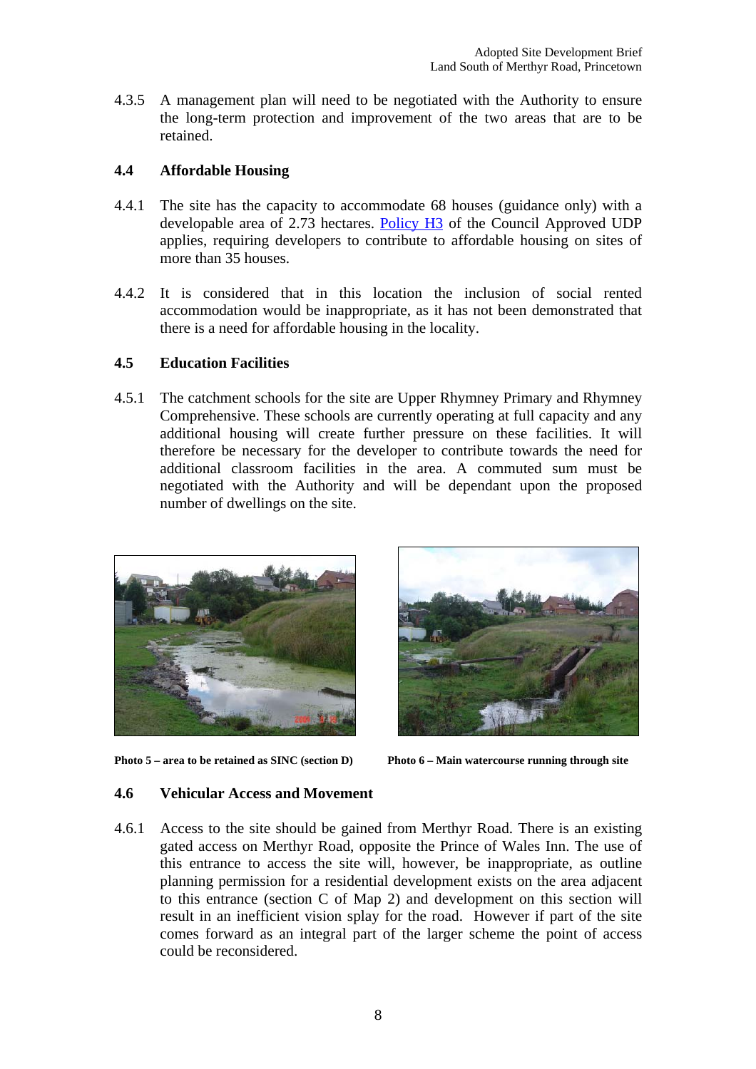4.3.5 A management plan will need to be negotiated with the Authority to ensure the long-term protection and improvement of the two areas that are to be retained.

## 4.4 Affordable Housing

4.4.1 The site has the capacity to accommodate 68 houses (guidance only) with a developable area of 2.73 hectares. Policy H3 of the Council Approved UDP applies, requiring developers to contribute to affordable housing on sites of more than 35 houses.

4.4.2 It is considered that in this location the inclusion of social rented accommodation would be inappropriate, as it has not been demonstrated that there is a need for affordable housing in the locality.

## 4.5 Education Facilities

4.5.1 The catchment schools for the site are Upper Rhymney Primary and Rhymney Comprehensive. These schools are currently operating at full capacity and any additional housing will create further pressure on these facilities. It will therefore be necessary for the developer to contribute towards the need for additional classroom facilities in the area. A commuted sum must be negotiated with the Authority and will be dependant upon the proposed number of dwellings on the site.

**Photo 5 – area to be retained as SINC (section D)**

**Photo 6 – Main watercourse running through site**

## 4.6 Vehicular Access and Movement

4.6.1 Access to the site should be gained from Merthyr Road. There is an existing gated access on Merthyr Road, opposite the Prince of Wales Inn. The use of this entrance to access the site will, however, be inappropriate, as outline planning permission for a residential development exists on the area adjacent to this entrance (section C of Map 2) and development on this section will result in an inefficient vision splay for the road. However if part of the site comes forward as an integral part of the larger scheme the point of access could be reconsidered.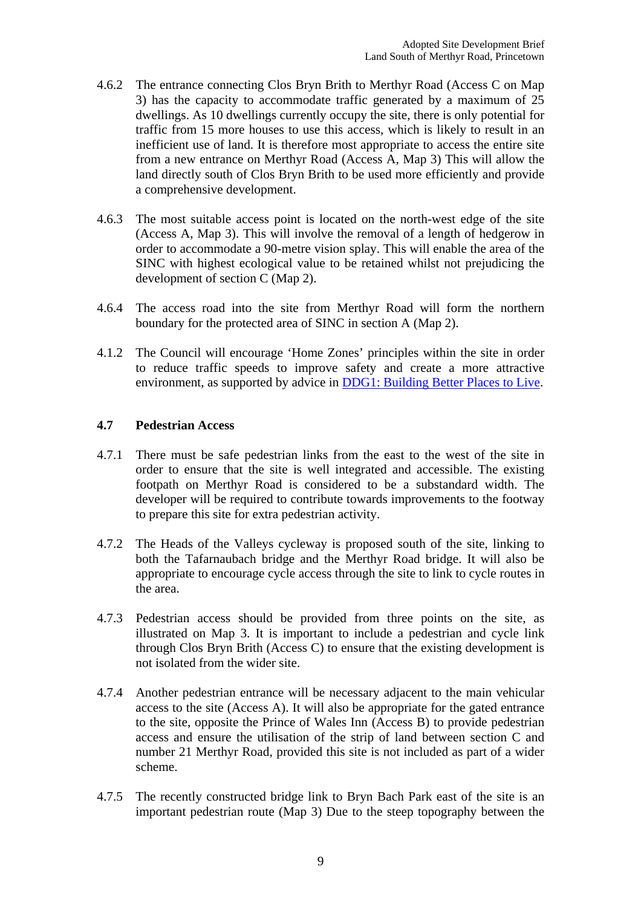4.6.2 The entrance connecting Clos Bryn Brith to Merthyr Road (Access C on Map 3) has the capacity to accommodate traffic generated by a maximum of 25 dwellings. As 10 dwellings currently occupy the site, there is only potential for traffic from 15 more houses to use this access, which is likely to result in an inefficient use of land. It is therefore most appropriate to access the entire site from a new entrance on Merthyr Road (Access A, Map 3) This will allow the land directly south of Clos Bryn Brith to be used more efficiently and provide a comprehensive development.

4.6.3 The most suitable access point is located on the north-west edge of the site (Access A, Map 3). This will involve the removal of a length of hedgerow in order to accommodate a 90-metre vision splay. This will enable the area of the SINC with highest ecological value to be retained whilst not prejudicing the development of section C (Map 2).

4.6.4 The access road into the site from Merthyr Road will form the northern boundary for the protected area of SINC in section A (Map 2).

4.1.2 The Council will encourage 'Home Zones' principles within the site in order to reduce traffic speeds to improve safety and create a more attractive environment, as supported by advice in [DDG1: Building Better Places to Live](DDG1: Building Better Places to Live).

## 4.7 Pedestrian Access

4.7.1 There must be safe pedestrian links from the east to the west of the site in order to ensure that the site is well integrated and accessible. The existing footpath on Merthyr Road is considered to be a substandard width. The developer will be required to contribute towards improvements to the footway to prepare this site for extra pedestrian activity.

4.7.2 The Heads of the Valleys cycleway is proposed south of the site, linking to both the Tafarnaubach bridge and the Merthyr Road bridge. It will also be appropriate to encourage cycle access through the site to link to cycle routes in the area.

4.7.3 Pedestrian access should be provided from three points on the site, as illustrated on Map 3. It is important to include a pedestrian and cycle link through Clos Bryn Brith (Access C) to ensure that the existing development is not isolated from the wider site.

4.7.4 Another pedestrian entrance will be necessary adjacent to the main vehicular access to the site (Access A). It will also be appropriate for the gated entrance to the site, opposite the Prince of Wales Inn (Access B) to provide pedestrian access and ensure the utilisation of the strip of land between section C and number 21 Merthyr Road, provided this site is not included as part of a wider scheme.

4.7.5 The recently constructed bridge link to Bryn Bach Park east of the site is an important pedestrian route (Map 3) Due to the steep topography between the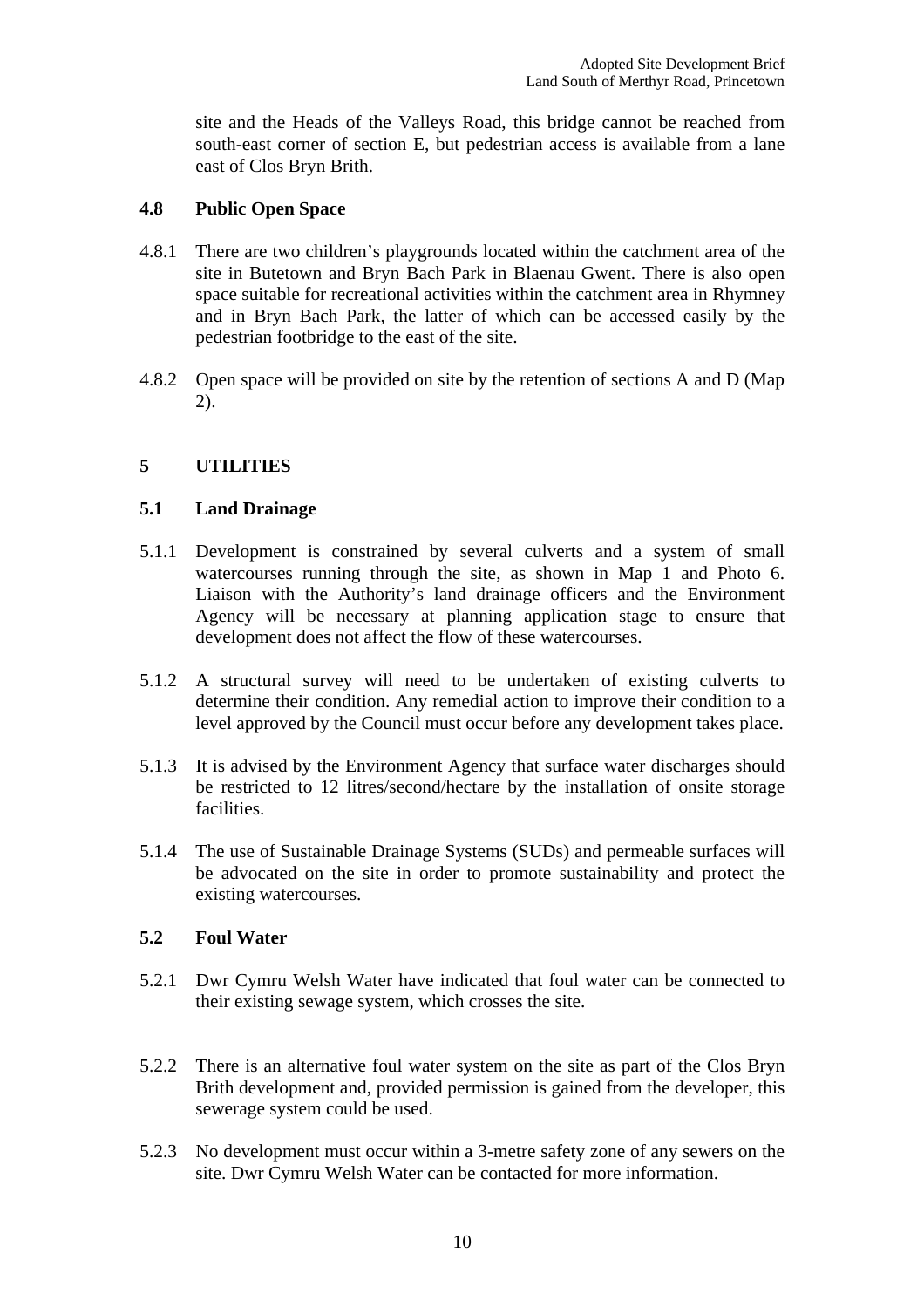site and the Heads of the Valleys Road, this bridge cannot be reached from south-east corner of section E, but pedestrian access is available from a lane east of Clos Bryn Brith.

### 4.8 Public Open Space

4.8.1 There are two children's playgrounds located within the catchment area of the site in Butetown and Bryn Bach Park in Blaenau Gwent. There is also open space suitable for recreational activities within the catchment area in Rhymney and in Bryn Bach Park, the latter of which can be accessed easily by the pedestrian footbridge to the east of the site.

4.8.2 Open space will be provided on site by the retention of sections A and D (Map 2).

## 5 UTILITIES

### 5.1 Land Drainage

5.1.1 Development is constrained by several culverts and a system of small watercourses running through the site, as shown in Map 1 and Photo 6. Liaison with the Authority's land drainage officers and the Environment Agency will be necessary at planning application stage to ensure that development does not affect the flow of these watercourses.

5.1.2 A structural survey will need to be undertaken of existing culverts to determine their condition. Any remedial action to improve their condition to a level approved by the Council must occur before any development takes place.

5.1.3 It is advised by the Environment Agency that surface water discharges should be restricted to 12 litres/second/hectare by the installation of onsite storage facilities.

5.1.4 The use of Sustainable Drainage Systems (SUDs) and permeable surfaces will be advocated on the site in order to promote sustainability and protect the existing watercourses.

### 5.2 Foul Water

5.2.1 Dwr Cymru Welsh Water have indicated that foul water can be connected to their existing sewage system, which crosses the site.

5.2.2 There is an alternative foul water system on the site as part of the Clos Bryn Brith development and, provided permission is gained from the developer, this sewerage system could be used.

5.2.3 No development must occur within a 3-metre safety zone of any sewers on the site. Dwr Cymru Welsh Water can be contacted for more information.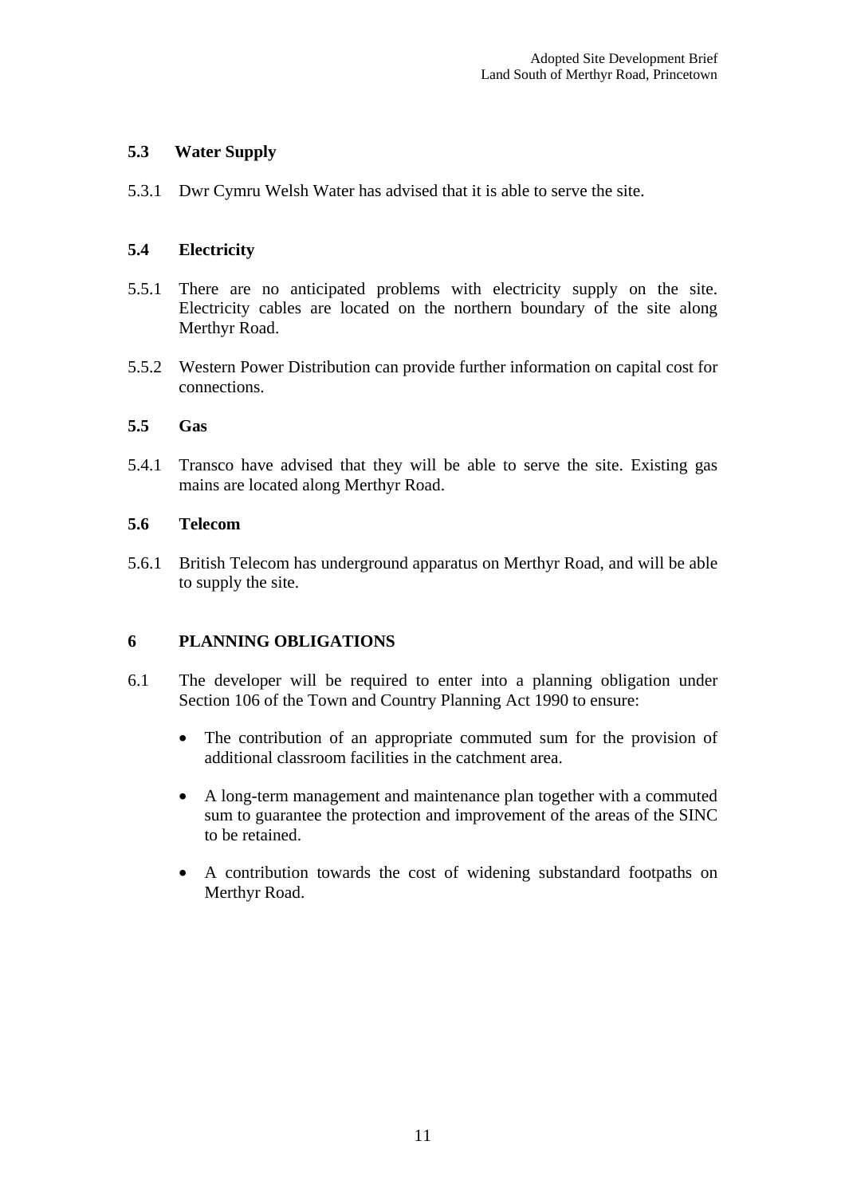### 5.3 Water Supply

5.3.1 Dwr Cymru Welsh Water has advised that it is able to serve the site.

### 5.4 Electricity

5.5.1 There are no anticipated problems with electricity supply on the site. Electricity cables are located on the northern boundary of the site along Merthyr Road.

5.5.2 Western Power Distribution can provide further information on capital cost for connections.

### 5.5 Gas

5.4.1 Transco have advised that they will be able to serve the site. Existing gas mains are located along Merthyr Road.

### 5.6 Telecom

5.6.1 British Telecom has underground apparatus on Merthyr Road, and will be able to supply the site.

## 6 PLANNING OBLIGATIONS

6.1 The developer will be required to enter into a planning obligation under Section 106 of the Town and Country Planning Act 1990 to ensure:

- The contribution of an appropriate commuted sum for the provision of additional classroom facilities in the catchment area.
- A long-term management and maintenance plan together with a commuted sum to guarantee the protection and improvement of the areas of the SINC to be retained.
- A contribution towards the cost of widening substandard footpaths on Merthyr Road.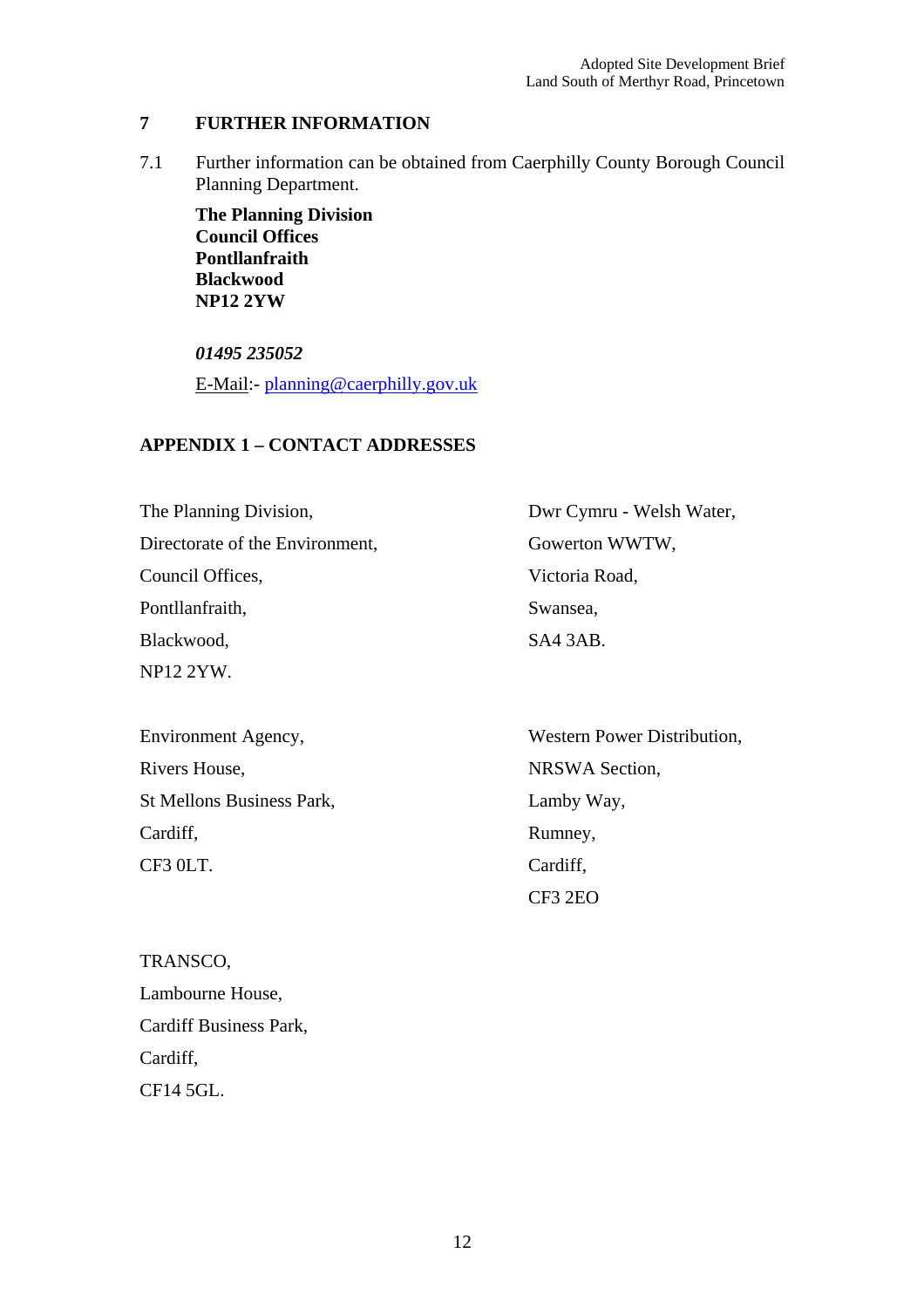## 7 FURTHER INFORMATION

7.1 Further information can be obtained from Caerphilly County Borough Council Planning Department.

**The Planning Division**
**Council Offices**
**Pontllanfraith**
**Blackwood**
**NP12 2YW**

***01495 235052***

E-Mail:- planning@caerphilly.gov.uk

## APPENDIX 1 – CONTACT ADDRESSES

The Planning Division,
Directorate of the Environment,
Council Offices,
Pontllanfraith,
Blackwood,
NP12 2YW.

Dwr Cymru - Welsh Water,
Gowerton WWTW,
Victoria Road,
Swansea,
SA4 3AB.

Environment Agency,
Rivers House,
St Mellons Business Park,
Cardiff,
CF3 0LT.

Western Power Distribution,
NRSWA Section,
Lamby Way,
Rumney,
Cardiff,
CF3 2EO

TRANSCO,
Lambourne House,
Cardiff Business Park,
Cardiff,
CF14 5GL.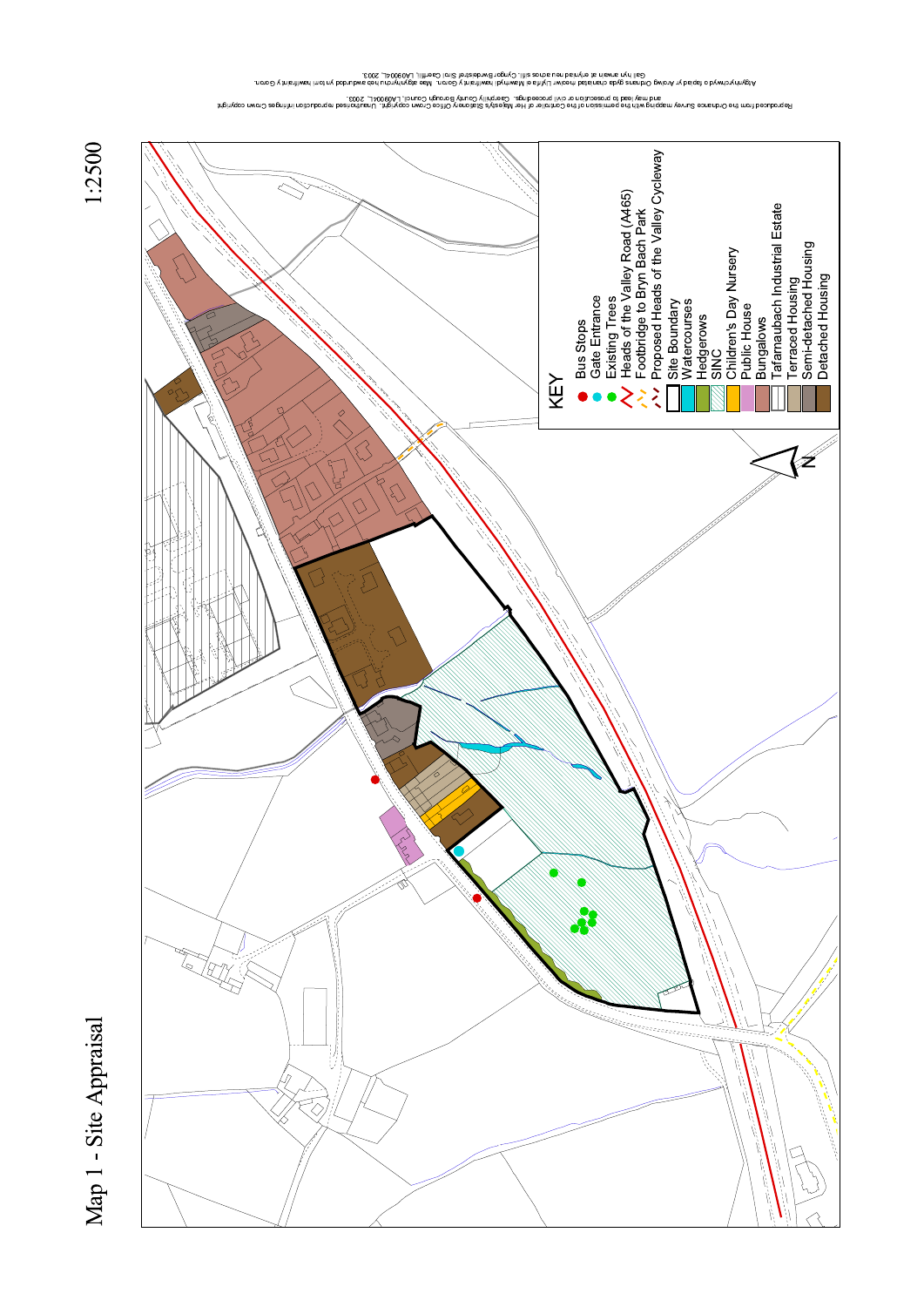# Map 1 - Site Appraisal

1:2500

**KEY**

- Bus Stops
- Gate Entrance
- Existing Trees
- Heads of the Valley Road (A465)
- Footbridge to Bryn Bach Park
- Proposed Heads of the Valley Cycleway
- Site Boundary
- Watercourses
- Hedgerows
- SINC
- Children's Day Nursery
- Public House
- Bungalows
- Tafarnaubach Industrial Estate
- Terraced Housing
- Semi-detached Housing
- Detached Housing

N

Reproduced from the Ordnance Survey mapping with the permission of the Controller of Her Majesty's Stationery Office Crown copyright. Unauthorised reproduction infringes Crown copyright and may lead to prosecution or civil proceedings. Caerphilly County Borough Council, LA09004L, 2003.

Atgynhyrchwyd o fapiad yr Arolwg Ordnans gyda chaniatad rheolwr Llyfrfa ei Mawrhydi hawlfraint y Goron. Mae atgynhyrchu heb awdurdod yn torri hawlfraint y Goron. Gall hyn arwain at erlyniad neu achos sifil. Cyngor Bwrdeistref Sirol Caerffili, LA09004L, 2003.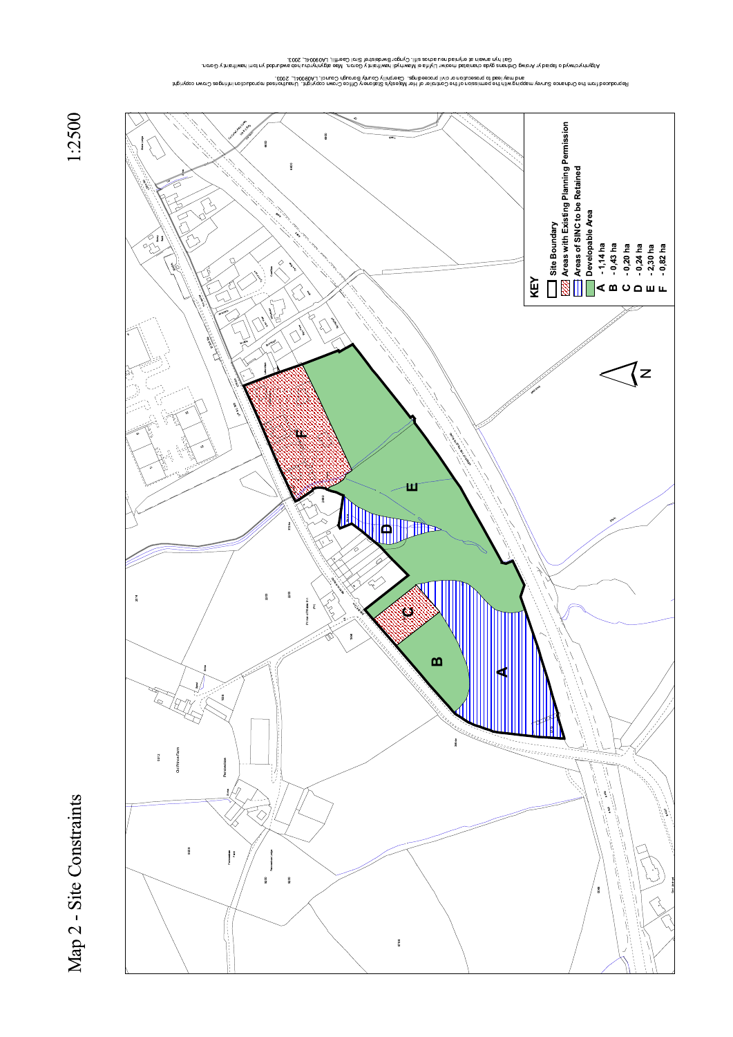# Map 2 - Site Constraints

1:2500

**KEY**

- Site Boundary
- Areas with Existing Planning Permission
- Areas of SINC to be Retained
- Developable Area

**A** - 1,14 ha
**B** - 0,43 ha
**C** - 0,20 ha
**D** - 0,24 ha
**E** - 2,30 ha
**F** - 0,82 ha

Reproduced from the Ordnance Survey mapping with the permission of the Controller of Her Majesty's Stationery Office Crown copyright. Unauthorised reproduction infringes Crown copyright and may lead to prosecution or civil proceedings. Caerphilly County Borough Council, LA09004L, 2003.

Atgynhyrchwyd o fapiau'r Arolwg Ordnans gyda chaniatad rheolwr Llyfrfa Ei Mawrhydi hawlfraint y Goron. Mae atgynhyrchu heb awdurdod yn torri hawlfraint y Goron. Gall hyn arwain at erlyniad neu achos sifil. Cyngor Bwrdeistref Sirol Caerffili, LA09004L, 2003.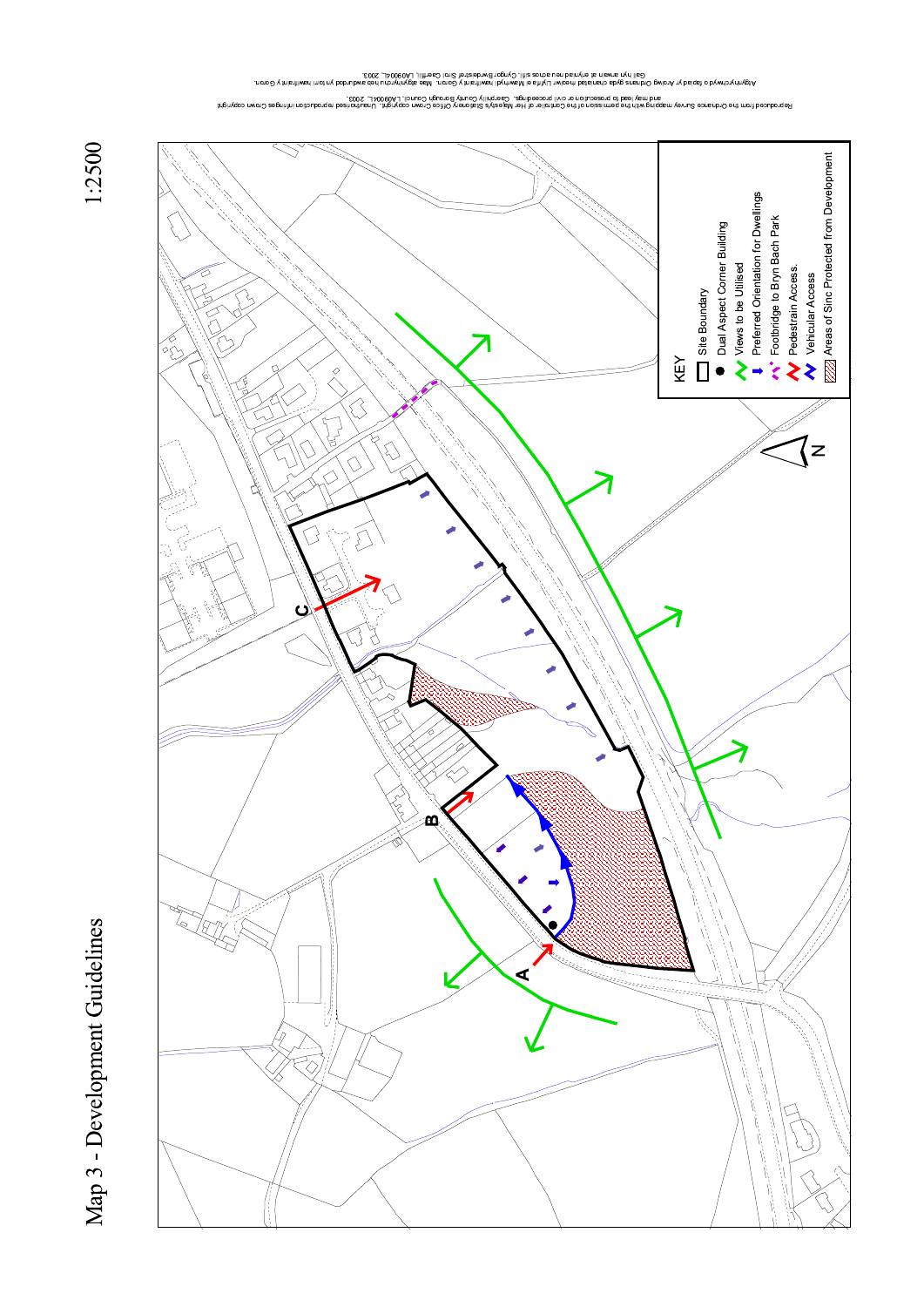# Map 3 - Development Guidelines

1:2500

Reproduced from the Ordnance Survey mapping with the permission of the Controller of Her Majesty's Stationery Office Crown copyright. Unauthorised reproduction infringes Crown copyright and may lead to prosecution or civil proceedings. Caerphilly County Borough Council, LA09004L, 2003.

Atgynhyrchwyd o ddata yr Arolwg Ordnans gyda chaniatâd rheolwr Llyfrfa ei Mawrhydi hawlfraint y Goron. Mae atgynhyrchu heb awdurdod yn torri hawlfraint y Goron. Gall hyn arwain at erlyniad neu achos sifil. Cyngor Bwrdeistref Sirol Caerffili, LA09004L, 2003.

KEY

- Site Boundary
- Dual Aspect Corner Building
- Views to be Utilised
- Preferred Orientation for Dwellings
- Footbridge to Bryn Bach Park
- Pedestrain Access.
- Vehicular Access
- Areas of Sinc Protected from Development

N

A

B

C